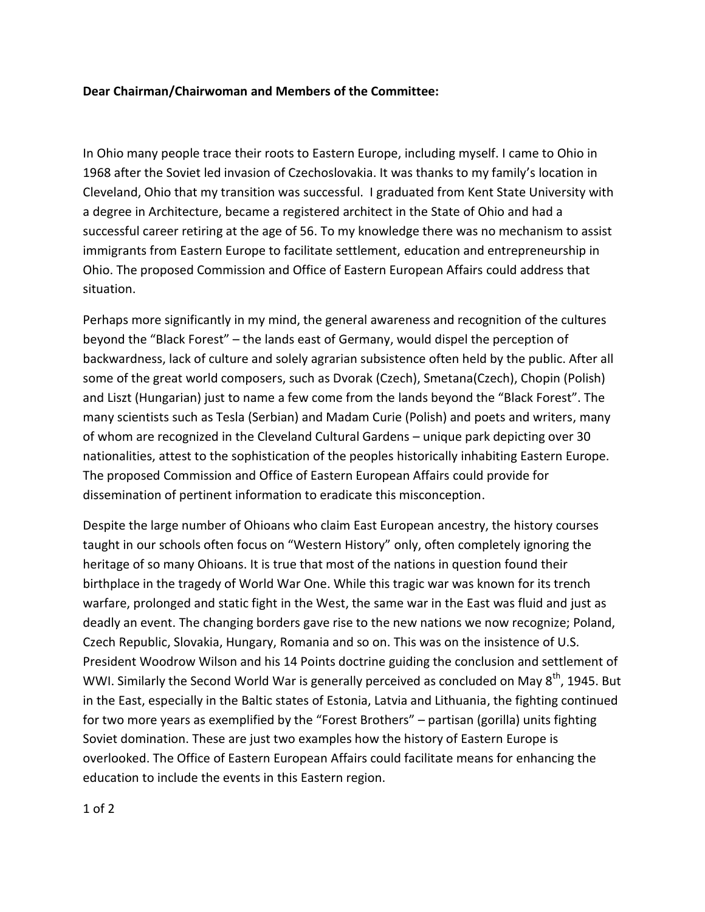**Dear Chairman/Chairwoman and Members of the Committee:**

In Ohio many people trace their roots to Eastern Europe, including myself. I came to Ohio in 1968 after the Soviet led invasion of Czechoslovakia. It was thanks to my family's location in Cleveland, Ohio that my transition was successful. I graduated from Kent State University with a degree in Architecture, became a registered architect in the State of Ohio and had a successful career retiring at the age of 56. To my knowledge there was no mechanism to assist immigrants from Eastern Europe to facilitate settlement, education and entrepreneurship in Ohio. The proposed Commission and Office of Eastern European Affairs could address that situation.

Perhaps more significantly in my mind, the general awareness and recognition of the cultures beyond the "Black Forest" – the lands east of Germany, would dispel the perception of backwardness, lack of culture and solely agrarian subsistence often held by the public. After all some of the great world composers, such as Dvorak (Czech), Smetana(Czech), Chopin (Polish) and Liszt (Hungarian) just to name a few come from the lands beyond the "Black Forest". The many scientists such as Tesla (Serbian) and Madam Curie (Polish) and poets and writers, many of whom are recognized in the Cleveland Cultural Gardens – unique park depicting over 30 nationalities, attest to the sophistication of the peoples historically inhabiting Eastern Europe. The proposed Commission and Office of Eastern European Affairs could provide for dissemination of pertinent information to eradicate this misconception.

Despite the large number of Ohioans who claim East European ancestry, the history courses taught in our schools often focus on "Western History" only, often completely ignoring the heritage of so many Ohioans. It is true that most of the nations in question found their birthplace in the tragedy of World War One. While this tragic war was known for its trench warfare, prolonged and static fight in the West, the same war in the East was fluid and just as deadly an event. The changing borders gave rise to the new nations we now recognize; Poland, Czech Republic, Slovakia, Hungary, Romania and so on. This was on the insistence of U.S. President Woodrow Wilson and his 14 Points doctrine guiding the conclusion and settlement of WWI. Similarly the Second World War is generally perceived as concluded on May 8th, 1945. But in the East, especially in the Baltic states of Estonia, Latvia and Lithuania, the fighting continued for two more years as exemplified by the "Forest Brothers" – partisan (gorilla) units fighting Soviet domination. These are just two examples how the history of Eastern Europe is overlooked. The Office of Eastern European Affairs could facilitate means for enhancing the education to include the events in this Eastern region.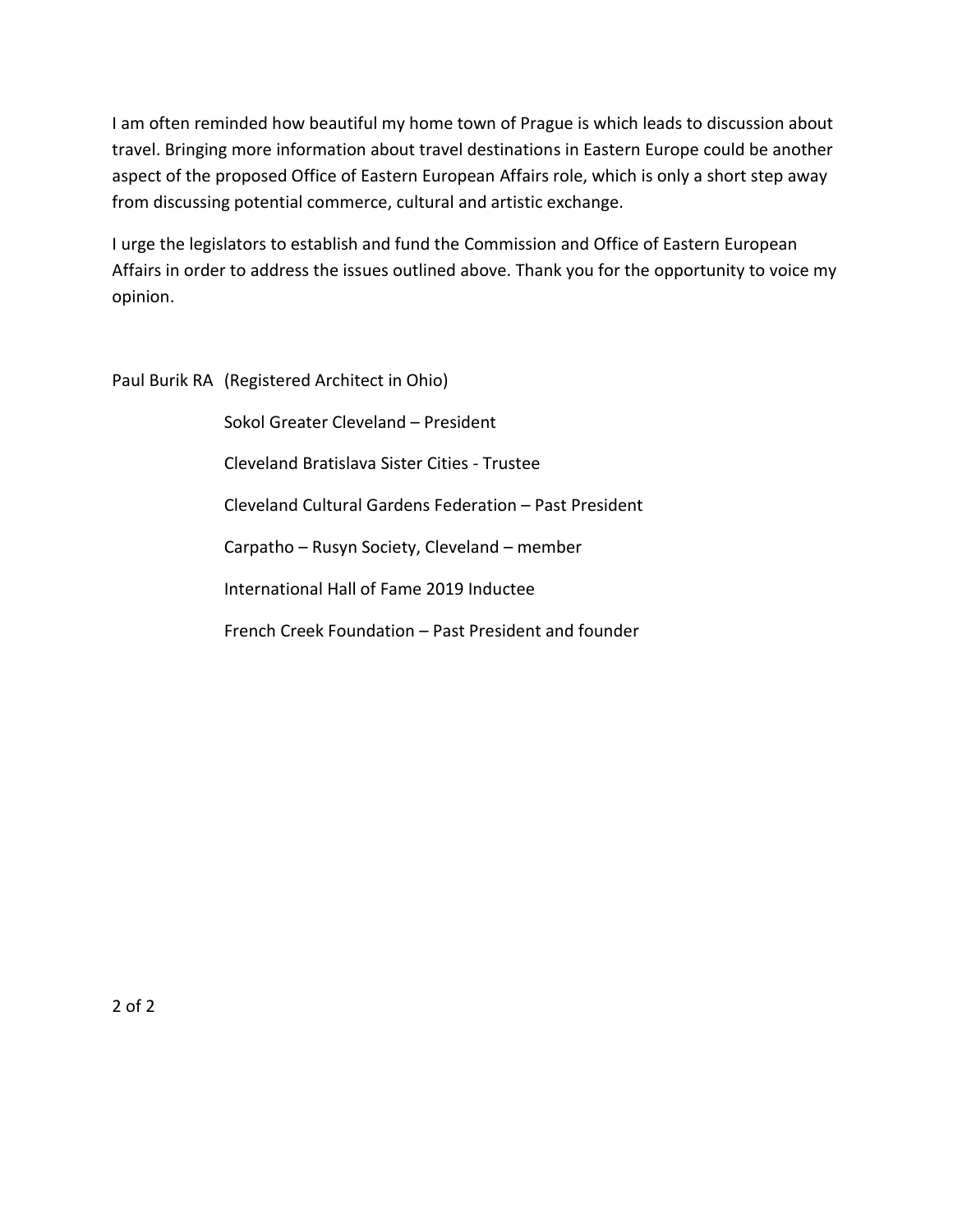I am often reminded how beautiful my home town of Prague is which leads to discussion about travel. Bringing more information about travel destinations in Eastern Europe could be another aspect of the proposed Office of Eastern European Affairs role, which is only a short step away from discussing potential commerce, cultural and artistic exchange.

I urge the legislators to establish and fund the Commission and Office of Eastern European Affairs in order to address the issues outlined above. Thank you for the opportunity to voice my opinion.

Paul Burik RA (Registered Architect in Ohio)

Sokol Greater Cleveland – President

Cleveland Bratislava Sister Cities - Trustee

Cleveland Cultural Gardens Federation – Past President

Carpatho – Rusyn Society, Cleveland – member

International Hall of Fame 2019 Inductee

French Creek Foundation – Past President and founder